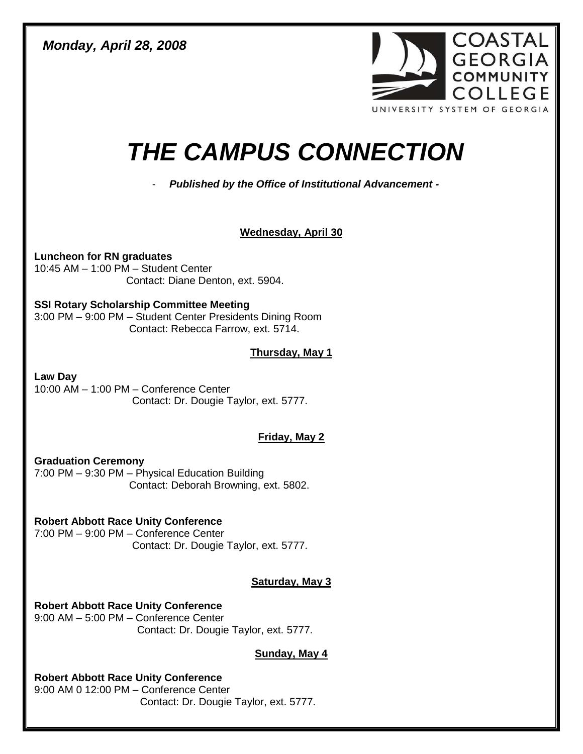*Monday, April 28, 2008*

COASTAL GEORGIA COMMUNITY COLLEGE
UNIVERSITY SYSTEM OF GEORGIA

# *THE CAMPUS CONNECTION*

- ***Published by the Office of Institutional Advancement -***

## Wednesday, April 30

**Luncheon for RN graduates**
10:45 AM – 1:00 PM – Student Center
Contact: Diane Denton, ext. 5904.

**SSI Rotary Scholarship Committee Meeting**
3:00 PM – 9:00 PM – Student Center Presidents Dining Room
Contact: Rebecca Farrow, ext. 5714.

## Thursday, May 1

**Law Day**
10:00 AM – 1:00 PM – Conference Center
Contact: Dr. Dougie Taylor, ext. 5777.

## Friday, May 2

**Graduation Ceremony**
7:00 PM – 9:30 PM – Physical Education Building
Contact: Deborah Browning, ext. 5802.

**Robert Abbott Race Unity Conference**
7:00 PM – 9:00 PM – Conference Center
Contact: Dr. Dougie Taylor, ext. 5777.

## Saturday, May 3

**Robert Abbott Race Unity Conference**
9:00 AM – 5:00 PM – Conference Center
Contact: Dr. Dougie Taylor, ext. 5777.

## Sunday, May 4

**Robert Abbott Race Unity Conference**
9:00 AM 0 12:00 PM – Conference Center
Contact: Dr. Dougie Taylor, ext. 5777.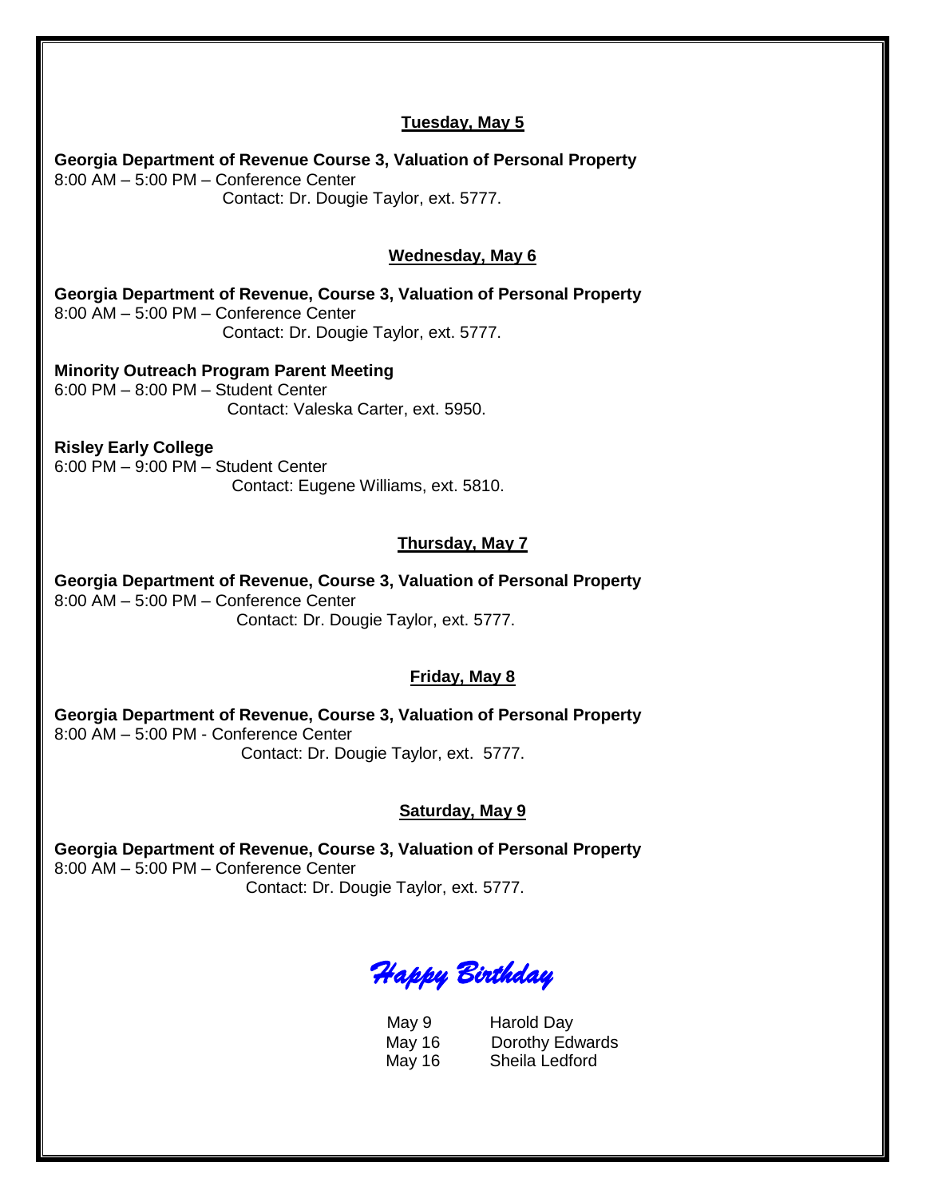**Tuesday, May 5**

**Georgia Department of Revenue Course 3, Valuation of Personal Property**
8:00 AM – 5:00 PM – Conference Center
Contact: Dr. Dougie Taylor, ext. 5777.

**Wednesday, May 6**

**Georgia Department of Revenue, Course 3, Valuation of Personal Property**
8:00 AM – 5:00 PM – Conference Center
Contact: Dr. Dougie Taylor, ext. 5777.

**Minority Outreach Program Parent Meeting**
6:00 PM – 8:00 PM – Student Center
Contact: Valeska Carter, ext. 5950.

**Risley Early College**
6:00 PM – 9:00 PM – Student Center
Contact: Eugene Williams, ext. 5810.

**Thursday, May 7**

**Georgia Department of Revenue, Course 3, Valuation of Personal Property**
8:00 AM – 5:00 PM – Conference Center
Contact: Dr. Dougie Taylor, ext. 5777.

**Friday, May 8**

**Georgia Department of Revenue, Course 3, Valuation of Personal Property**
8:00 AM – 5:00 PM - Conference Center
Contact: Dr. Dougie Taylor, ext. 5777.

**Saturday, May 9**

**Georgia Department of Revenue, Course 3, Valuation of Personal Property**
8:00 AM – 5:00 PM – Conference Center
Contact: Dr. Dougie Taylor, ext. 5777.

*Happy Birthday*

May 9 Harold Day
May 16 Dorothy Edwards
May 16 Sheila Ledford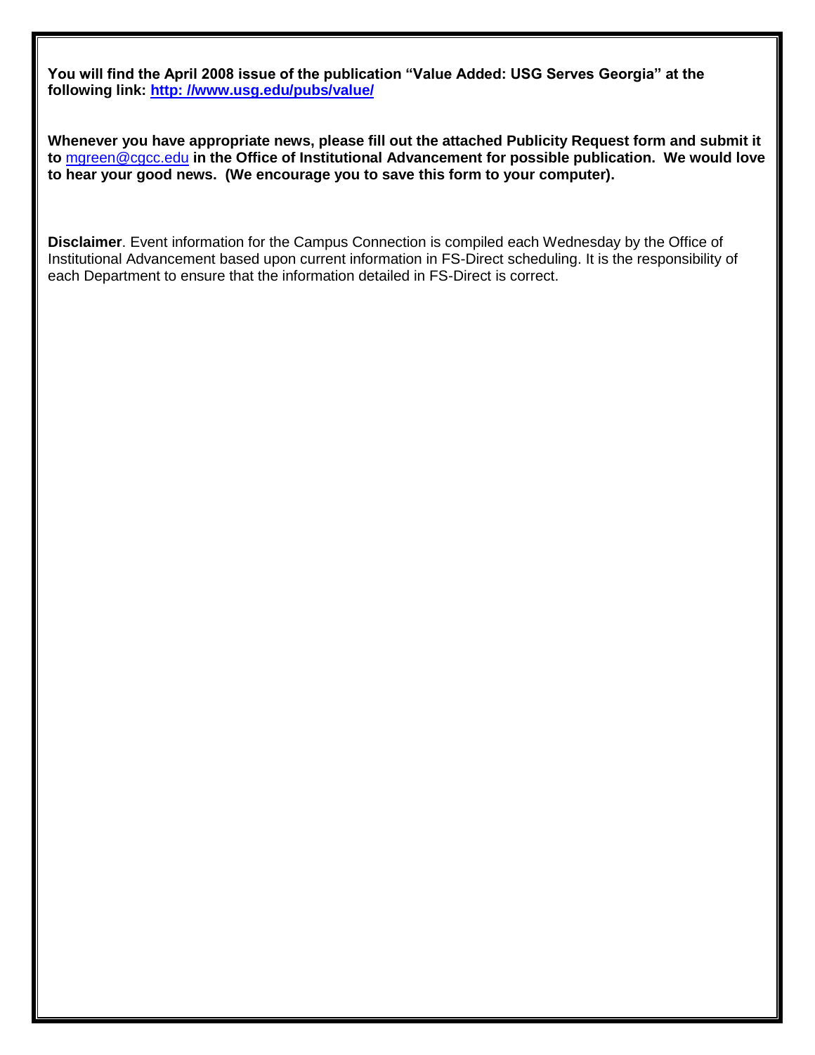**You will find the April 2008 issue of the publication "Value Added: USG Serves Georgia" at the following link: [http: //www.usg.edu/pubs/value/](http://www.usg.edu/pubs/value/)**

**Whenever you have appropriate news, please fill out the attached Publicity Request form and submit it to** mgreen@cgcc.edu **in the Office of Institutional Advancement for possible publication. We would love to hear your good news. (We encourage you to save this form to your computer).**

**Disclaimer**. Event information for the Campus Connection is compiled each Wednesday by the Office of Institutional Advancement based upon current information in FS-Direct scheduling. It is the responsibility of each Department to ensure that the information detailed in FS-Direct is correct.